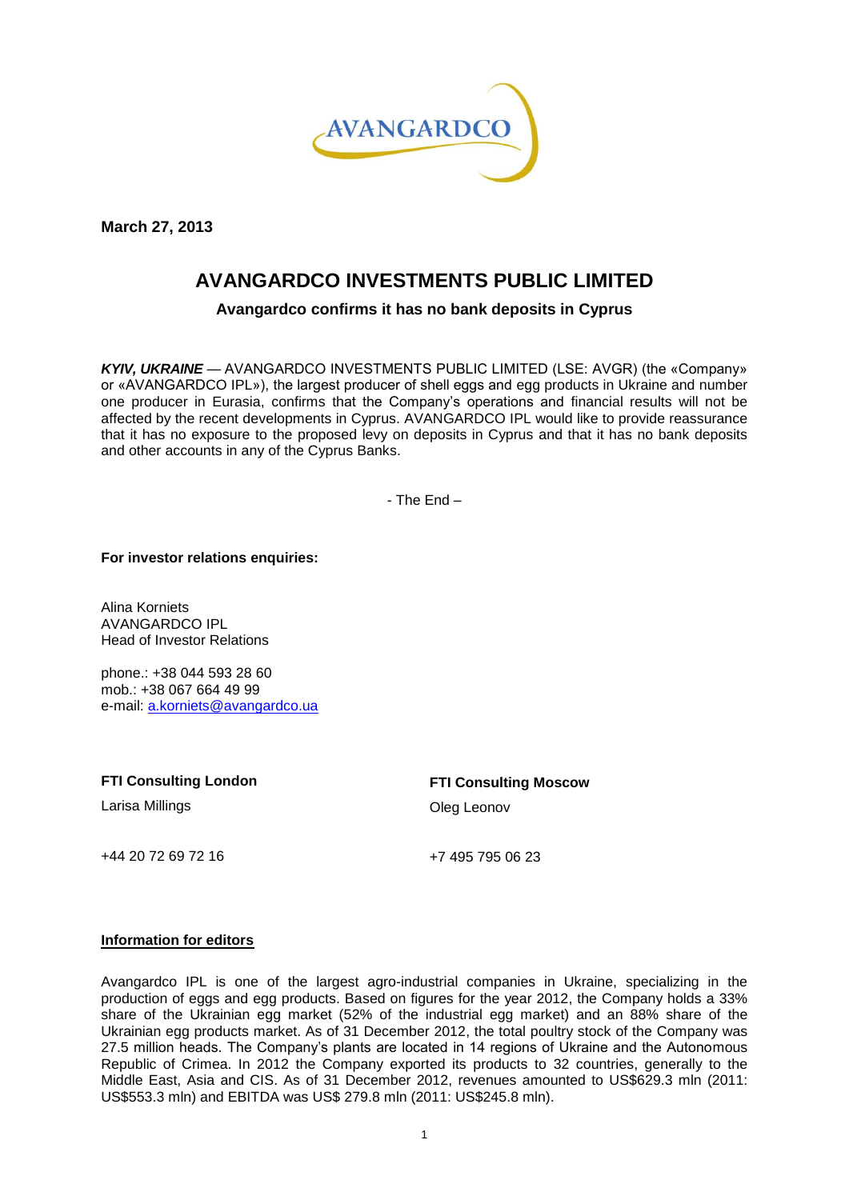**March 27, 2013**

# AVANGARDCO INVESTMENTS PUBLIC LIMITED

### Avangardco confirms it has no bank deposits in Cyprus

***KYIV, UKRAINE*** — AVANGARDCO INVESTMENTS PUBLIC LIMITED (LSE: AVGR) (the «Company» or «AVANGARDCO IPL»), the largest producer of shell eggs and egg products in Ukraine and number one producer in Eurasia, confirms that the Company's operations and financial results will not be affected by the recent developments in Cyprus. AVANGARDCO IPL would like to provide reassurance that it has no exposure to the proposed levy on deposits in Cyprus and that it has no bank deposits and other accounts in any of the Cyprus Banks.

- The End –

**For investor relations enquiries:**

Alina Korniets
AVANGARDCO IPL
Head of Investor Relations

phone.: +38 044 593 28 60
mob.: +38 067 664 49 99
e-mail: a.korniets@avangardco.ua

**FTI Consulting London**

Larisa Millings

+44 20 72 69 72 16

**FTI Consulting Moscow**

Oleg Leonov

+7 495 795 06 23

**Information for editors**

Avangardco IPL is one of the largest agro-industrial companies in Ukraine, specializing in the production of eggs and egg products. Based on figures for the year 2012, the Company holds a 33% share of the Ukrainian egg market (52% of the industrial egg market) and an 88% share of the Ukrainian egg products market. As of 31 December 2012, the total poultry stock of the Company was 27.5 million heads. The Company's plants are located in 14 regions of Ukraine and the Autonomous Republic of Crimea. In 2012 the Company exported its products to 32 countries, generally to the Middle East, Asia and CIS. As of 31 December 2012, revenues amounted to US$629.3 mln (2011: US$553.3 mln) and EBITDA was US$ 279.8 mln (2011: US$245.8 mln).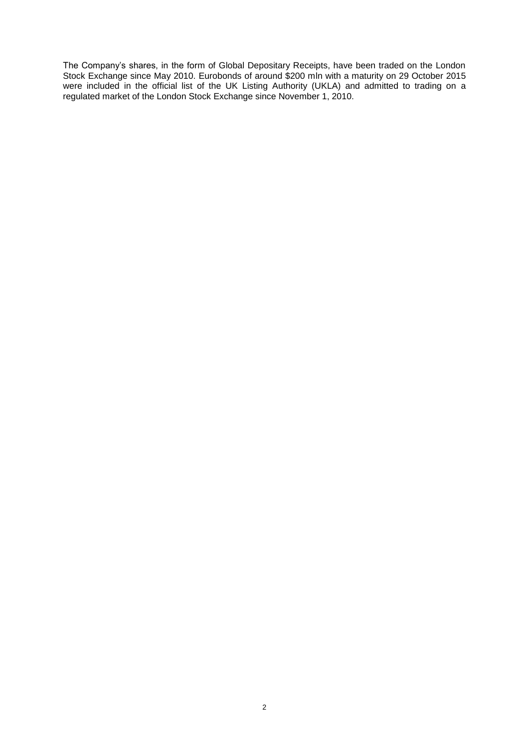The Company's shares, in the form of Global Depositary Receipts, have been traded on the London Stock Exchange since May 2010. Eurobonds of around $200 mln with a maturity on 29 October 2015 were included in the official list of the UK Listing Authority (UKLA) and admitted to trading on a regulated market of the London Stock Exchange since November 1, 2010.